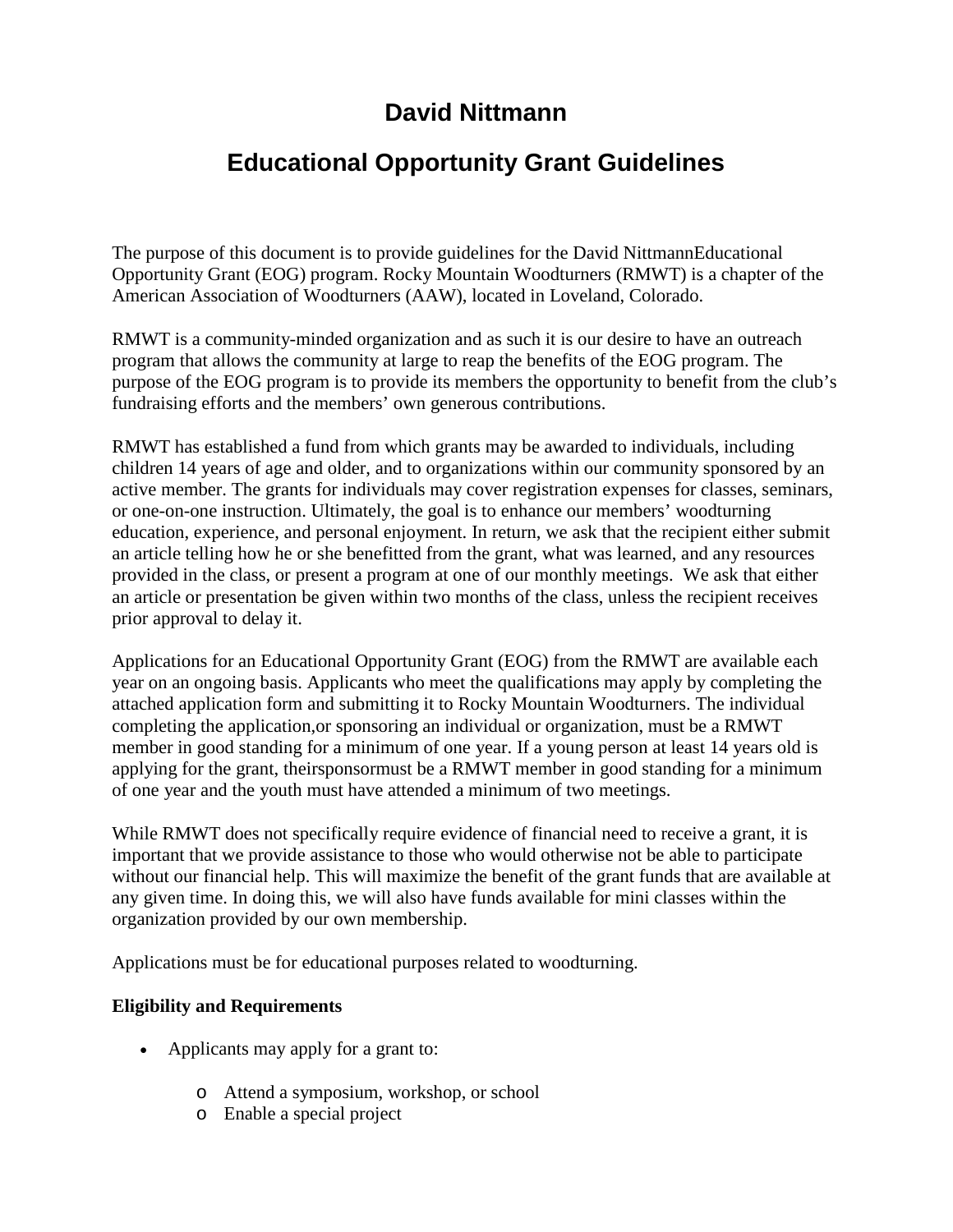# David Nittmann

# Educational Opportunity Grant Guidelines

The purpose of this document is to provide guidelines for the David NittmannEducational Opportunity Grant (EOG) program. Rocky Mountain Woodturners (RMWT) is a chapter of the American Association of Woodturners (AAW), located in Loveland, Colorado.

RMWT is a community-minded organization and as such it is our desire to have an outreach program that allows the community at large to reap the benefits of the EOG program. The purpose of the EOG program is to provide its members the opportunity to benefit from the club's fundraising efforts and the members' own generous contributions.

RMWT has established a fund from which grants may be awarded to individuals, including children 14 years of age and older, and to organizations within our community sponsored by an active member. The grants for individuals may cover registration expenses for classes, seminars, or one-on-one instruction. Ultimately, the goal is to enhance our members' woodturning education, experience, and personal enjoyment. In return, we ask that the recipient either submit an article telling how he or she benefitted from the grant, what was learned, and any resources provided in the class, or present a program at one of our monthly meetings. We ask that either an article or presentation be given within two months of the class, unless the recipient receives prior approval to delay it.

Applications for an Educational Opportunity Grant (EOG) from the RMWT are available each year on an ongoing basis. Applicants who meet the qualifications may apply by completing the attached application form and submitting it to Rocky Mountain Woodturners. The individual completing the application,or sponsoring an individual or organization, must be a RMWT member in good standing for a minimum of one year. If a young person at least 14 years old is applying for the grant, theirsponsormust be a RMWT member in good standing for a minimum of one year and the youth must have attended a minimum of two meetings.

While RMWT does not specifically require evidence of financial need to receive a grant, it is important that we provide assistance to those who would otherwise not be able to participate without our financial help. This will maximize the benefit of the grant funds that are available at any given time. In doing this, we will also have funds available for mini classes within the organization provided by our own membership.

Applications must be for educational purposes related to woodturning.

**Eligibility and Requirements**

- Applicants may apply for a grant to:
  - Attend a symposium, workshop, or school
  - Enable a special project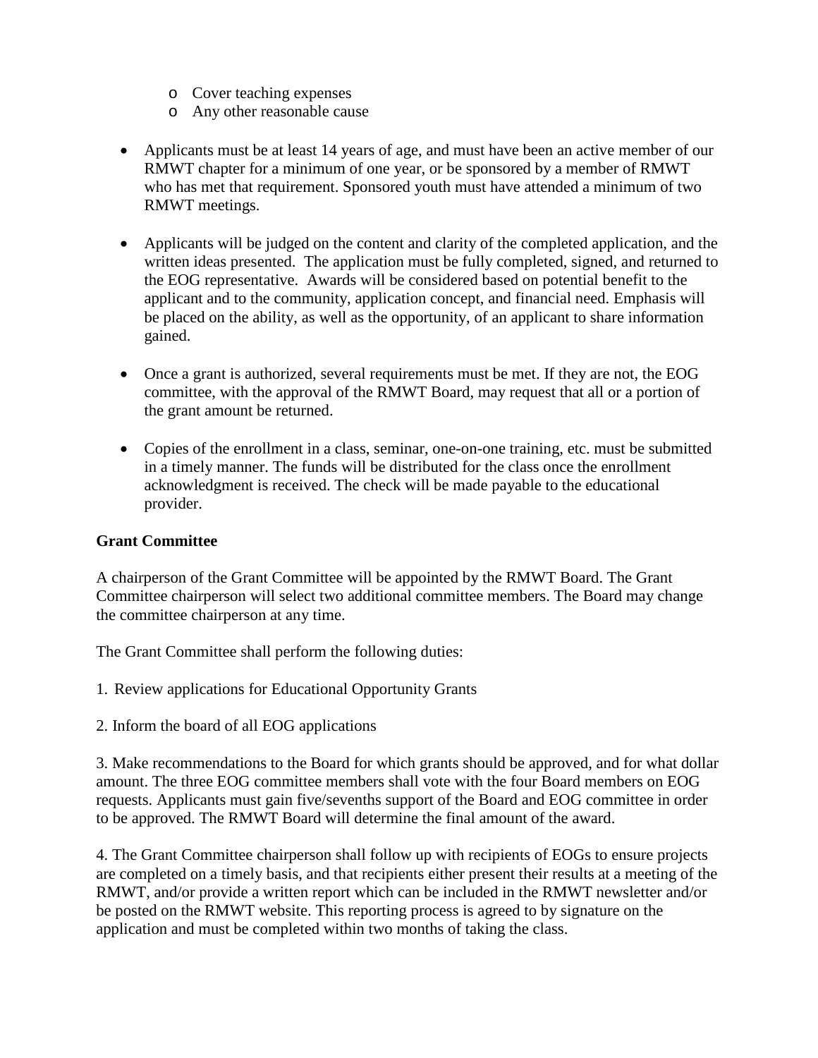- Cover teaching expenses
- Any other reasonable cause

- Applicants must be at least 14 years of age, and must have been an active member of our RMWT chapter for a minimum of one year, or be sponsored by a member of RMWT who has met that requirement. Sponsored youth must have attended a minimum of two RMWT meetings.

- Applicants will be judged on the content and clarity of the completed application, and the written ideas presented. The application must be fully completed, signed, and returned to the EOG representative. Awards will be considered based on potential benefit to the applicant and to the community, application concept, and financial need. Emphasis will be placed on the ability, as well as the opportunity, of an applicant to share information gained.

- Once a grant is authorized, several requirements must be met. If they are not, the EOG committee, with the approval of the RMWT Board, may request that all or a portion of the grant amount be returned.

- Copies of the enrollment in a class, seminar, one-on-one training, etc. must be submitted in a timely manner. The funds will be distributed for the class once the enrollment acknowledgment is received. The check will be made payable to the educational provider.

**Grant Committee**

A chairperson of the Grant Committee will be appointed by the RMWT Board. The Grant Committee chairperson will select two additional committee members. The Board may change the committee chairperson at any time.

The Grant Committee shall perform the following duties:

1. Review applications for Educational Opportunity Grants

2. Inform the board of all EOG applications

3. Make recommendations to the Board for which grants should be approved, and for what dollar amount. The three EOG committee members shall vote with the four Board members on EOG requests. Applicants must gain five/sevenths support of the Board and EOG committee in order to be approved. The RMWT Board will determine the final amount of the award.

4. The Grant Committee chairperson shall follow up with recipients of EOGs to ensure projects are completed on a timely basis, and that recipients either present their results at a meeting of the RMWT, and/or provide a written report which can be included in the RMWT newsletter and/or be posted on the RMWT website. This reporting process is agreed to by signature on the application and must be completed within two months of taking the class.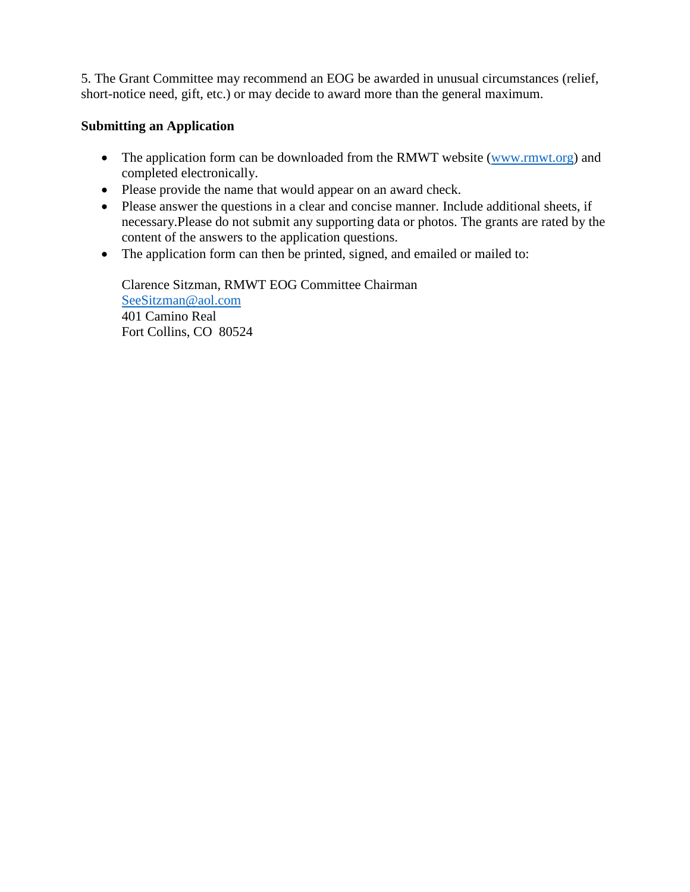5. The Grant Committee may recommend an EOG be awarded in unusual circumstances (relief, short-notice need, gift, etc.) or may decide to award more than the general maximum.

**Submitting an Application**

- The application form can be downloaded from the RMWT website (www.rmwt.org) and completed electronically.
- Please provide the name that would appear on an award check.
- Please answer the questions in a clear and concise manner. Include additional sheets, if necessary.Please do not submit any supporting data or photos. The grants are rated by the content of the answers to the application questions.
- The application form can then be printed, signed, and emailed or mailed to:

  Clarence Sitzman, RMWT EOG Committee Chairman
  SeeSitzman@aol.com
  401 Camino Real
  Fort Collins, CO 80524